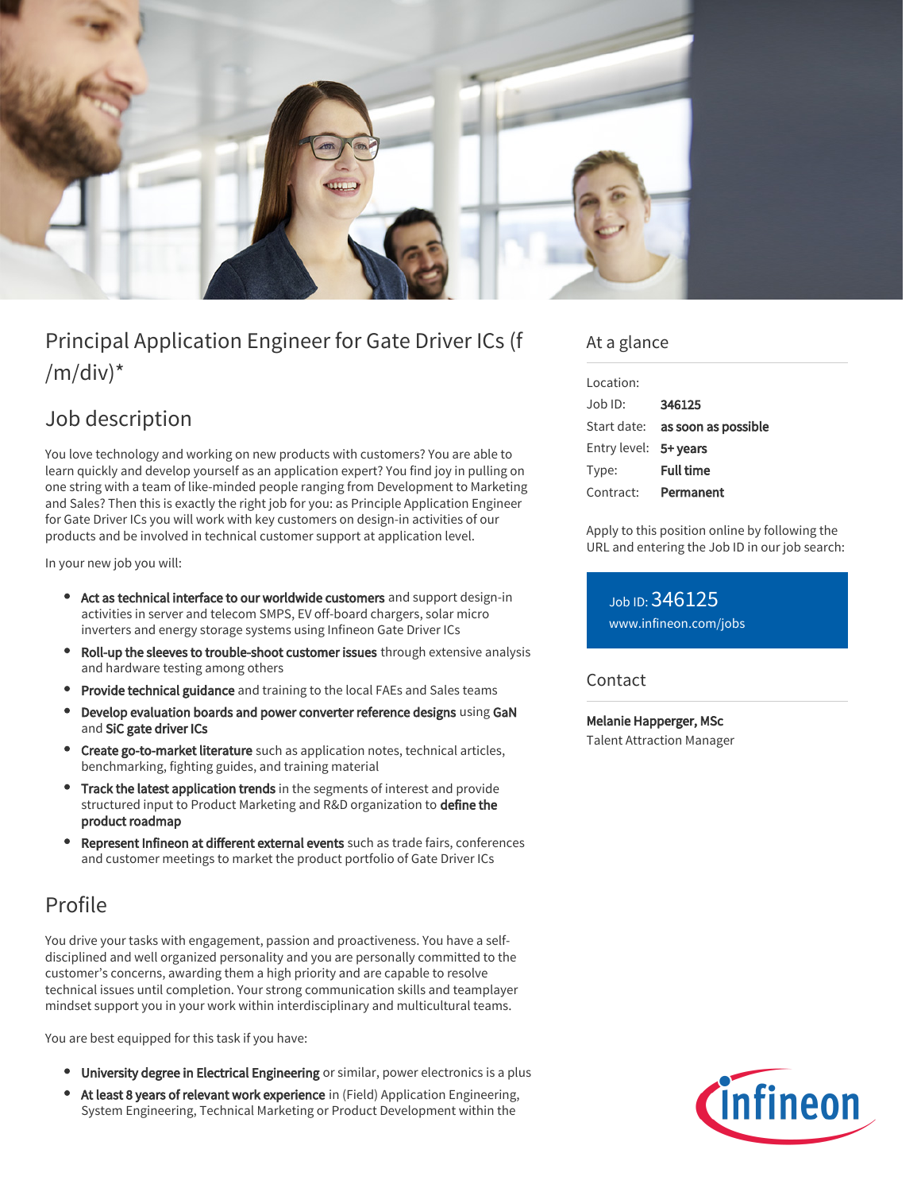# Principal Application Engineer for Gate Driver ICs (f /m/div)*

## Job description

You love technology and working on new products with customers? You are able to learn quickly and develop yourself as an application expert? You find joy in pulling on one string with a team of like-minded people ranging from Development to Marketing and Sales? Then this is exactly the right job for you: as Principle Application Engineer for Gate Driver ICs you will work with key customers on design-in activities of our products and be involved in technical customer support at application level.

In your new job you will:

- **Act as technical interface to our worldwide customers** and support design-in activities in server and telecom SMPS, EV off-board chargers, solar micro inverters and energy storage systems using Infineon Gate Driver ICs
- **Roll-up the sleeves to trouble-shoot customer issues** through extensive analysis and hardware testing among others
- **Provide technical guidance** and training to the local FAEs and Sales teams
- **Develop evaluation boards and power converter reference designs** using **GaN** and **SiC gate driver ICs**
- **Create go-to-market literature** such as application notes, technical articles, benchmarking, fighting guides, and training material
- **Track the latest application trends** in the segments of interest and provide structured input to Product Marketing and R&D organization to **define the product roadmap**
- **Represent Infineon at different external events** such as trade fairs, conferences and customer meetings to market the product portfolio of Gate Driver ICs

## Profile

You drive your tasks with engagement, passion and proactiveness. You have a self-disciplined and well organized personality and you are personally committed to the customer's concerns, awarding them a high priority and are capable to resolve technical issues until completion. Your strong communication skills and teamplayer mindset support you in your work within interdisciplinary and multicultural teams.

You are best equipped for this task if you have:

- **University degree in Electrical Engineering** or similar, power electronics is a plus
- **At least 8 years of relevant work experience** in (Field) Application Engineering, System Engineering, Technical Marketing or Product Development within the

## At a glance

| | |
|---|---|
| Location: | |
| Job ID: | **346125** |
| Start date: | **as soon as possible** |
| Entry level: | **5+ years** |
| Type: | **Full time** |
| Contract: | **Permanent** |

Apply to this position online by following the URL and entering the Job ID in our job search:

Job ID: 346125
www.infineon.com/jobs

## Contact

**Melanie Happerger, MSc**
Talent Attraction Manager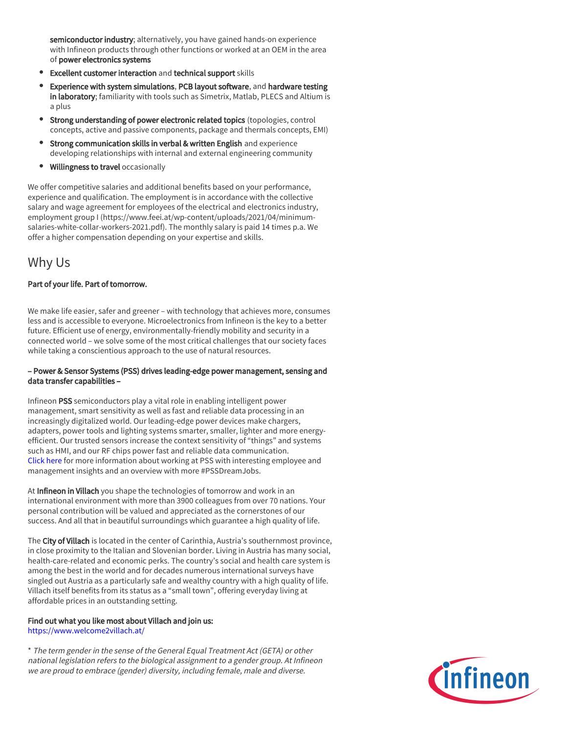**semiconductor industry**; alternatively, you have gained hands-on experience with Infineon products through other functions or worked at an OEM in the area of **power electronics systems**

- **Excellent customer interaction** and **technical support** skills
- **Experience with system simulations**, **PCB layout software**, and **hardware testing in laboratory**; familiarity with tools such as Simetrix, Matlab, PLECS and Altium is a plus
- **Strong understanding of power electronic related topics** (topologies, control concepts, active and passive components, package and thermals concepts, EMI)
- **Strong communication skills in verbal & written English** and experience developing relationships with internal and external engineering community
- **Willingness to travel** occasionally

We offer competitive salaries and additional benefits based on your performance, experience and qualification. The employment is in accordance with the collective salary and wage agreement for employees of the electrical and electronics industry, employment group I (https://www.feei.at/wp-content/uploads/2021/04/minimum-salaries-white-collar-workers-2021.pdf). The monthly salary is paid 14 times p.a. We offer a higher compensation depending on your expertise and skills.

## Why Us

**Part of your life. Part of tomorrow.**

We make life easier, safer and greener – with technology that achieves more, consumes less and is accessible to everyone. Microelectronics from Infineon is the key to a better future. Efficient use of energy, environmentally-friendly mobility and security in a connected world – we solve some of the most critical challenges that our society faces while taking a conscientious approach to the use of natural resources.

**– Power & Sensor Systems (PSS) drives leading-edge power management, sensing and data transfer capabilities –**

Infineon **PSS** semiconductors play a vital role in enabling intelligent power management, smart sensitivity as well as fast and reliable data processing in an increasingly digitalized world. Our leading-edge power devices make chargers, adapters, power tools and lighting systems smarter, smaller, lighter and more energy-efficient. Our trusted sensors increase the context sensitivity of "things" and systems such as HMI, and our RF chips power fast and reliable data communication. Click here for more information about working at PSS with interesting employee and management insights and an overview with more #PSSDreamJobs.

At **Infineon in Villach** you shape the technologies of tomorrow and work in an international environment with more than 3900 colleagues from over 70 nations. Your personal contribution will be valued and appreciated as the cornerstones of our success. And all that in beautiful surroundings which guarantee a high quality of life.

The **City of Villach** is located in the center of Carinthia, Austria's southernmost province, in close proximity to the Italian and Slovenian border. Living in Austria has many social, health-care-related and economic perks. The country's social and health care system is among the best in the world and for decades numerous international surveys have singled out Austria as a particularly safe and wealthy country with a high quality of life. Villach itself benefits from its status as a "small town", offering everyday living at affordable prices in an outstanding setting.

**Find out what you like most about Villach and join us:**
https://www.welcome2villach.at/

\* *The term gender in the sense of the General Equal Treatment Act (GETA) or other national legislation refers to the biological assignment to a gender group. At Infineon we are proud to embrace (gender) diversity, including female, male and diverse.*